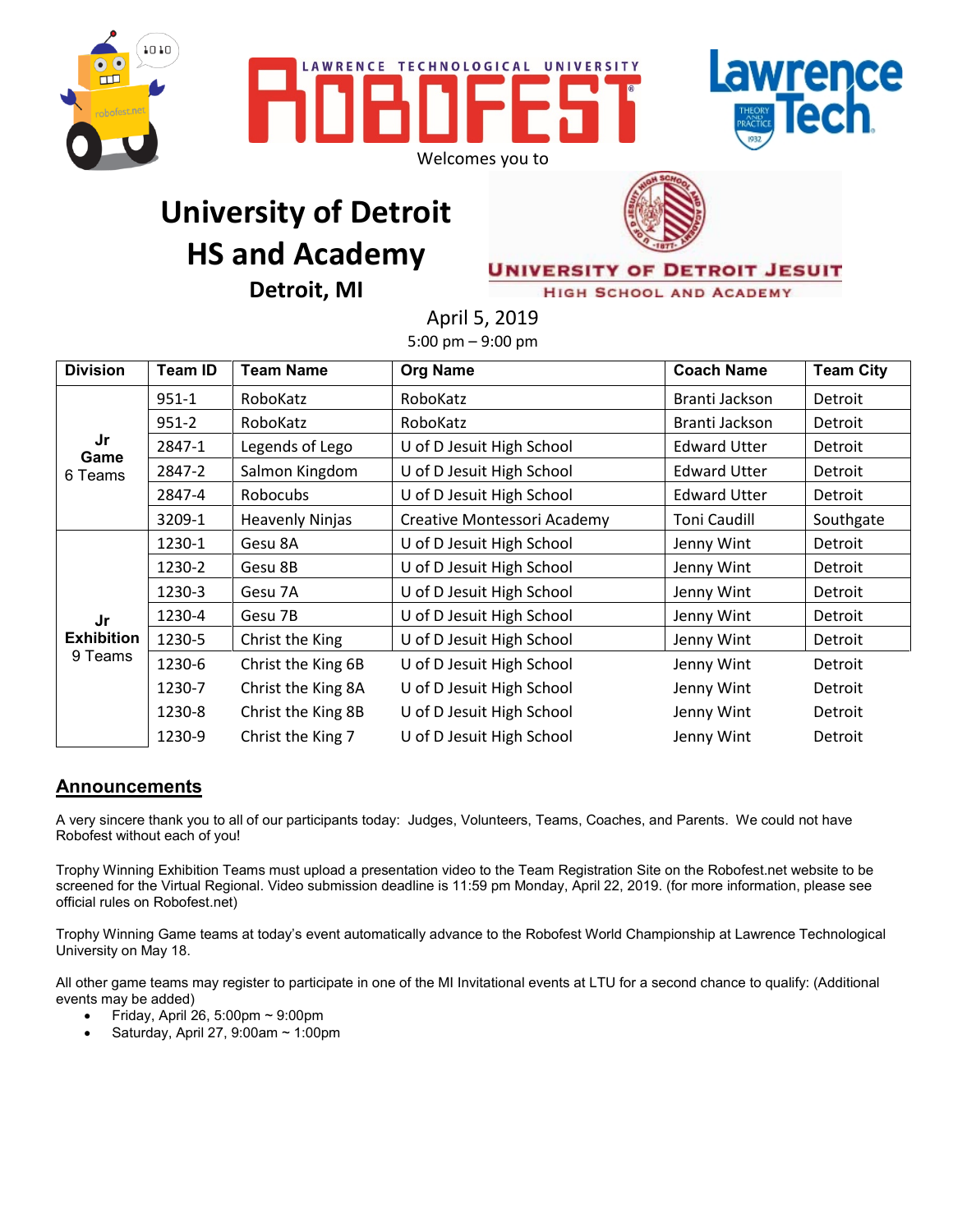LAWRENCE TECHNOLOGICAL UNIVERSITY

# ROBOFEST

Welcomes you to

# University of Detroit HS and Academy

## Detroit, MI

UNIVERSITY OF DETROIT JESUIT
HIGH SCHOOL AND ACADEMY

April 5, 2019
5:00 pm – 9:00 pm

| Division | Team ID | Team Name | Org Name | Coach Name | Team City |
|---|---|---|---|---|---|
| **Jr Game** 6 Teams | 951-1 | RoboKatz | RoboKatz | Branti Jackson | Detroit |
| | 951-2 | RoboKatz | RoboKatz | Branti Jackson | Detroit |
| | 2847-1 | Legends of Lego | U of D Jesuit High School | Edward Utter | Detroit |
| | 2847-2 | Salmon Kingdom | U of D Jesuit High School | Edward Utter | Detroit |
| | 2847-4 | Robocubs | U of D Jesuit High School | Edward Utter | Detroit |
| | 3209-1 | Heavenly Ninjas | Creative Montessori Academy | Toni Caudill | Southgate |
| **Jr Exhibition** 9 Teams | 1230-1 | Gesu 8A | U of D Jesuit High School | Jenny Wint | Detroit |
| | 1230-2 | Gesu 8B | U of D Jesuit High School | Jenny Wint | Detroit |
| | 1230-3 | Gesu 7A | U of D Jesuit High School | Jenny Wint | Detroit |
| | 1230-4 | Gesu 7B | U of D Jesuit High School | Jenny Wint | Detroit |
| | 1230-5 | Christ the King | U of D Jesuit High School | Jenny Wint | Detroit |
| | 1230-6 | Christ the King 6B | U of D Jesuit High School | Jenny Wint | Detroit |
| | 1230-7 | Christ the King 8A | U of D Jesuit High School | Jenny Wint | Detroit |
| | 1230-8 | Christ the King 8B | U of D Jesuit High School | Jenny Wint | Detroit |
| | 1230-9 | Christ the King 7 | U of D Jesuit High School | Jenny Wint | Detroit |

## Announcements

A very sincere thank you to all of our participants today: Judges, Volunteers, Teams, Coaches, and Parents. We could not have Robofest without each of you!

Trophy Winning Exhibition Teams must upload a presentation video to the Team Registration Site on the Robofest.net website to be screened for the Virtual Regional. Video submission deadline is 11:59 pm Monday, April 22, 2019. (for more information, please see official rules on Robofest.net)

Trophy Winning Game teams at today's event automatically advance to the Robofest World Championship at Lawrence Technological University on May 18.

All other game teams may register to participate in one of the MI Invitational events at LTU for a second chance to qualify: (Additional events may be added)

- Friday, April 26, 5:00pm ~ 9:00pm
- Saturday, April 27, 9:00am ~ 1:00pm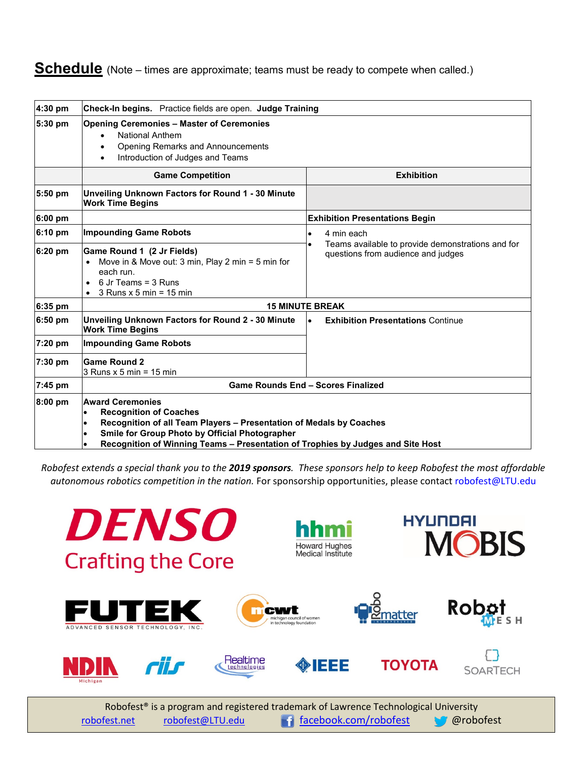## Schedule (Note – times are approximate; teams must be ready to compete when called.)

| | | |
|---|---|---|
| 4:30 pm | **Check-In begins.** Practice fields are open. **Judge Training** | |
| 5:30 pm | **Opening Ceremonies – Master of Ceremonies**<br>• National Anthem<br>• Opening Remarks and Announcements<br>• Introduction of Judges and Teams | |
| | **Game Competition** | **Exhibition** |
| 5:50 pm | **Unveiling Unknown Factors for Round 1 - 30 Minute Work Time Begins** | |
| 6:00 pm | | **Exhibition Presentations Begin** |
| 6:10 pm | **Impounding Game Robots** | • 4 min each<br>• Teams available to provide demonstrations and for questions from audience and judges |
| 6:20 pm | **Game Round 1 (2 Jr Fields)**<br>• Move in & Move out: 3 min, Play 2 min = 5 min for each run.<br>• 6 Jr Teams = 3 Runs<br>• 3 Runs x 5 min = 15 min | |
| 6:35 pm | **15 MINUTE BREAK** | |
| 6:50 pm | **Unveiling Unknown Factors for Round 2 - 30 Minute Work Time Begins** | • **Exhibition Presentations** Continue |
| 7:20 pm | **Impounding Game Robots** | |
| 7:30 pm | **Game Round 2**<br>3 Runs x 5 min = 15 min | |
| 7:45 pm | **Game Rounds End – Scores Finalized** | |
| 8:00 pm | **Award Ceremonies**<br>• **Recognition of Coaches**<br>• **Recognition of all Team Players – Presentation of Medals by Coaches**<br>• **Smile for Group Photo by Official Photographer**<br>• **Recognition of Winning Teams – Presentation of Trophies by Judges and Site Host** | |

*Robofest extends a special thank you to the **2019 sponsors**. These sponsors help to keep Robofest the most affordable autonomous robotics competition in the nation.* For sponsorship opportunities, please contact robofest@LTU.edu

DENSO Crafting the Core — hhmi Howard Hughes Medical Institute — HYUNDAI MOBIS — FUTEK ADVANCED SENSOR TECHNOLOGY, INC. — mcwt michigan council of women in technology foundation — Robomatter Incorporated — Robot MESH — NDIA Michigan — riis — Realtime technologies — IEEE — TOYOTA — SOARTECH

Robofest® is a program and registered trademark of Lawrence Technological University
robofest.net robofest@LTU.edu facebook.com/robofest @robofest